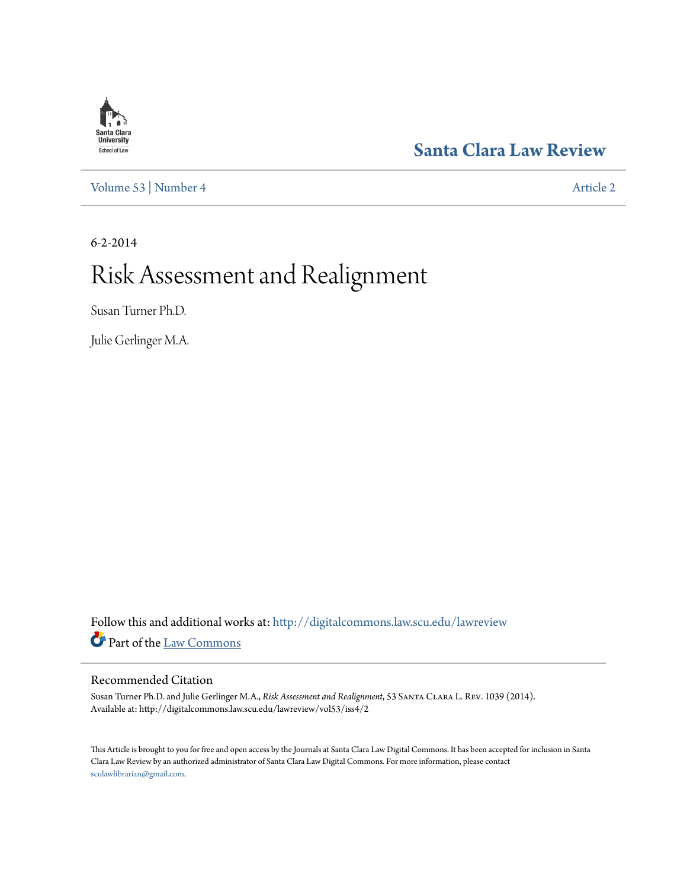Santa Clara University School of Law

# Santa Clara Law Review

Volume 53 | Number 4 Article 2

6-2-2014

# Risk Assessment and Realignment

Susan Turner Ph.D.

Julie Gerlinger M.A.

Follow this and additional works at: http://digitalcommons.law.scu.edu/lawreview

Part of the Law Commons

## Recommended Citation

Susan Turner Ph.D. and Julie Gerlinger M.A., *Risk Assessment and Realignment*, 53 Santa Clara L. Rev. 1039 (2014).
Available at: http://digitalcommons.law.scu.edu/lawreview/vol53/iss4/2

This Article is brought to you for free and open access by the Journals at Santa Clara Law Digital Commons. It has been accepted for inclusion in Santa Clara Law Review by an authorized administrator of Santa Clara Law Digital Commons. For more information, please contact sculawlibrarian@gmail.com.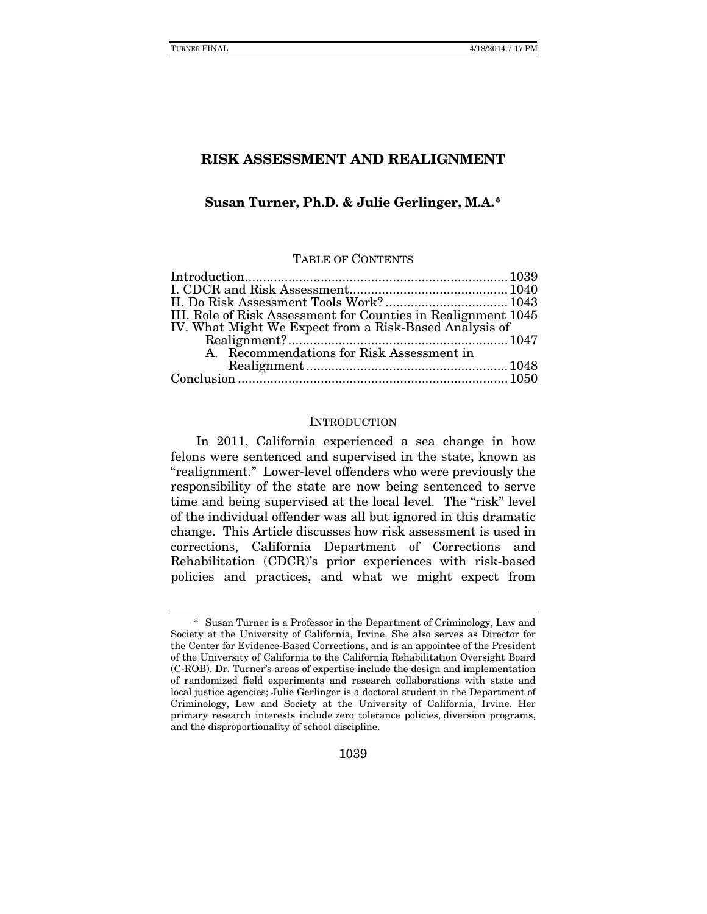# RISK ASSESSMENT AND REALIGNMENT

**Susan Turner, Ph.D. & Julie Gerlinger, M.A.***

TABLE OF CONTENTS

Introduction ........................................................................ 1039
I. CDCR and Risk Assessment ............................................ 1040
II. Do Risk Assessment Tools Work? .................................. 1043
III. Role of Risk Assessment for Counties in Realignment 1045
IV. What Might We Expect from a Risk-Based Analysis of Realignment? ............................................................ 1047
  A. Recommendations for Risk Assessment in Realignment ....................................................... 1048
Conclusion .......................................................................... 1050

## INTRODUCTION

In 2011, California experienced a sea change in how felons were sentenced and supervised in the state, known as "realignment." Lower-level offenders who were previously the responsibility of the state are now being sentenced to serve time and being supervised at the local level. The "risk" level of the individual offender was all but ignored in this dramatic change. This Article discusses how risk assessment is used in corrections, California Department of Corrections and Rehabilitation (CDCR)'s prior experiences with risk-based policies and practices, and what we might expect from

---

\* Susan Turner is a Professor in the Department of Criminology, Law and Society at the University of California, Irvine. She also serves as Director for the Center for Evidence-Based Corrections, and is an appointee of the President of the University of California to the California Rehabilitation Oversight Board (C-ROB). Dr. Turner's areas of expertise include the design and implementation of randomized field experiments and research collaborations with state and local justice agencies; Julie Gerlinger is a doctoral student in the Department of Criminology, Law and Society at the University of California, Irvine. Her primary research interests include zero tolerance policies, diversion programs, and the disproportionality of school discipline.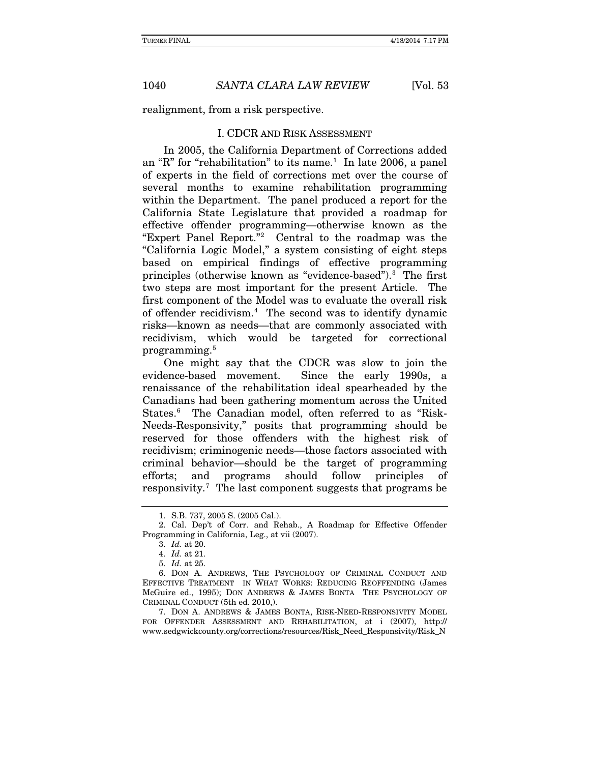realignment, from a risk perspective.

## I. CDCR AND RISK ASSESSMENT

In 2005, the California Department of Corrections added an "R" for "rehabilitation" to its name.[1] In late 2006, a panel of experts in the field of corrections met over the course of several months to examine rehabilitation programming within the Department. The panel produced a report for the California State Legislature that provided a roadmap for effective offender programming—otherwise known as the "Expert Panel Report."[2] Central to the roadmap was the "California Logic Model," a system consisting of eight steps based on empirical findings of effective programming principles (otherwise known as "evidence-based").[3] The first two steps are most important for the present Article. The first component of the Model was to evaluate the overall risk of offender recidivism.[4] The second was to identify dynamic risks—known as needs—that are commonly associated with recidivism, which would be targeted for correctional programming.[5]

One might say that the CDCR was slow to join the evidence-based movement. Since the early 1990s, a renaissance of the rehabilitation ideal spearheaded by the Canadians had been gathering momentum across the United States.[6] The Canadian model, often referred to as "Risk-Needs-Responsivity," posits that programming should be reserved for those offenders with the highest risk of recidivism; criminogenic needs—those factors associated with criminal behavior—should be the target of programming efforts; and programs should follow principles of responsivity.[7] The last component suggests that programs be

---

1. S.B. 737, 2005 S. (2005 Cal.).

2. Cal. Dep't of Corr. and Rehab., A Roadmap for Effective Offender Programming in California, Leg., at vii (2007).

3. *Id.* at 20.

4. *Id.* at 21.

5. *Id.* at 25.

6. DON A. ANDREWS, THE PSYCHOLOGY OF CRIMINAL CONDUCT AND EFFECTIVE TREATMENT IN WHAT WORKS: REDUCING REOFFENDING (James McGuire ed., 1995); DON ANDREWS & JAMES BONTA THE PSYCHOLOGY OF CRIMINAL CONDUCT (5th ed. 2010,).

7. DON A. ANDREWS & JAMES BONTA, RISK-NEED-RESPONSIVITY MODEL FOR OFFENDER ASSESSMENT AND REHABILITATION, at i (2007), http://www.sedgwickcounty.org/corrections/resources/Risk_Need_Responsivity/Risk_N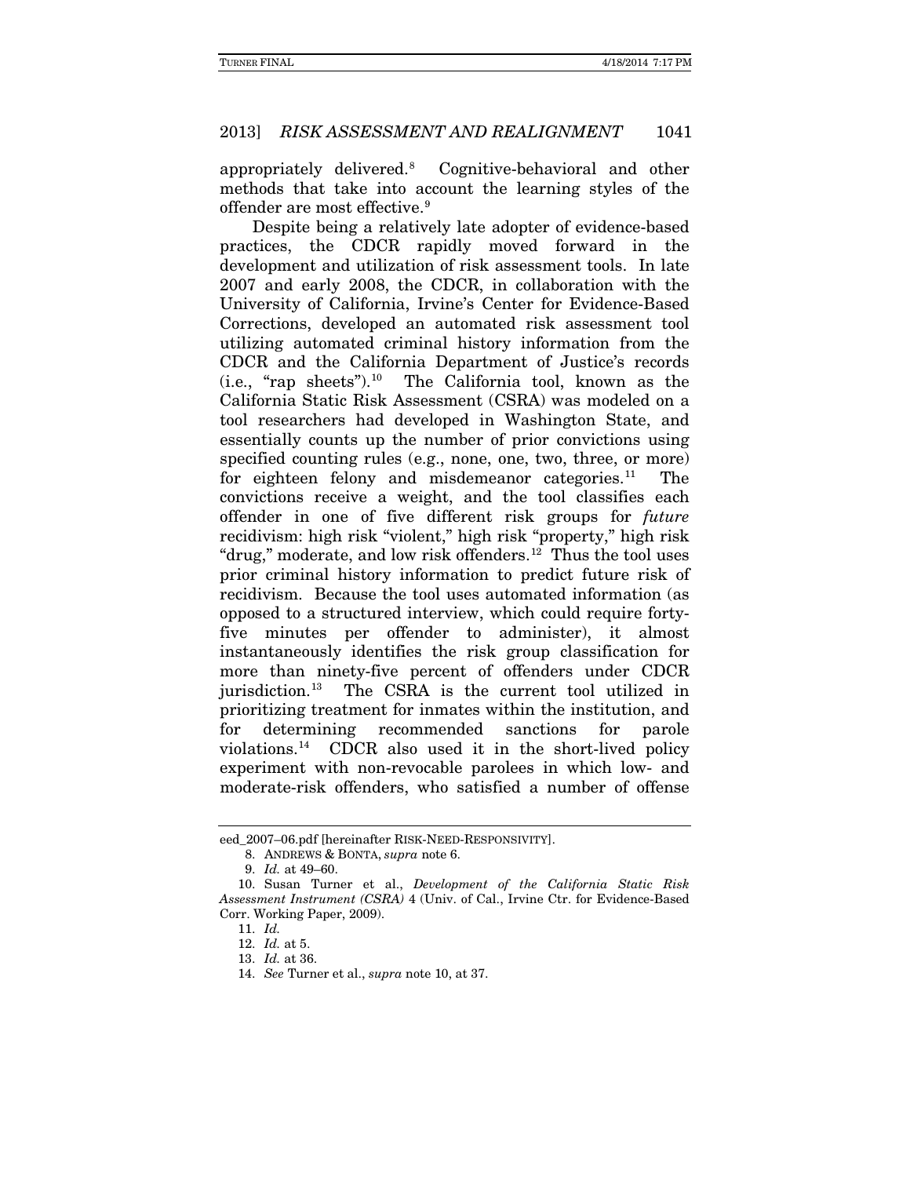appropriately delivered.[8] Cognitive-behavioral and other methods that take into account the learning styles of the offender are most effective.[9]

Despite being a relatively late adopter of evidence-based practices, the CDCR rapidly moved forward in the development and utilization of risk assessment tools. In late 2007 and early 2008, the CDCR, in collaboration with the University of California, Irvine's Center for Evidence-Based Corrections, developed an automated risk assessment tool utilizing automated criminal history information from the CDCR and the California Department of Justice's records (i.e., "rap sheets").[10] The California tool, known as the California Static Risk Assessment (CSRA) was modeled on a tool researchers had developed in Washington State, and essentially counts up the number of prior convictions using specified counting rules (e.g., none, one, two, three, or more) for eighteen felony and misdemeanor categories.[11] The convictions receive a weight, and the tool classifies each offender in one of five different risk groups for *future* recidivism: high risk "violent," high risk "property," high risk "drug," moderate, and low risk offenders.[12] Thus the tool uses prior criminal history information to predict future risk of recidivism. Because the tool uses automated information (as opposed to a structured interview, which could require forty-five minutes per offender to administer), it almost instantaneously identifies the risk group classification for more than ninety-five percent of offenders under CDCR jurisdiction.[13] The CSRA is the current tool utilized in prioritizing treatment for inmates within the institution, and for determining recommended sanctions for parole violations.[14] CDCR also used it in the short-lived policy experiment with non-revocable parolees in which low- and moderate-risk offenders, who satisfied a number of offense

---

eed_2007–06.pdf [hereinafter RISK-NEED-RESPONSIVITY].

8. ANDREWS & BONTA, *supra* note 6.

9. *Id.* at 49–60.

10. Susan Turner et al., *Development of the California Static Risk Assessment Instrument (CSRA)* 4 (Univ. of Cal., Irvine Ctr. for Evidence-Based Corr. Working Paper, 2009).

11. *Id.*

12. *Id.* at 5.

13. *Id.* at 36.

14. *See* Turner et al., *supra* note 10, at 37.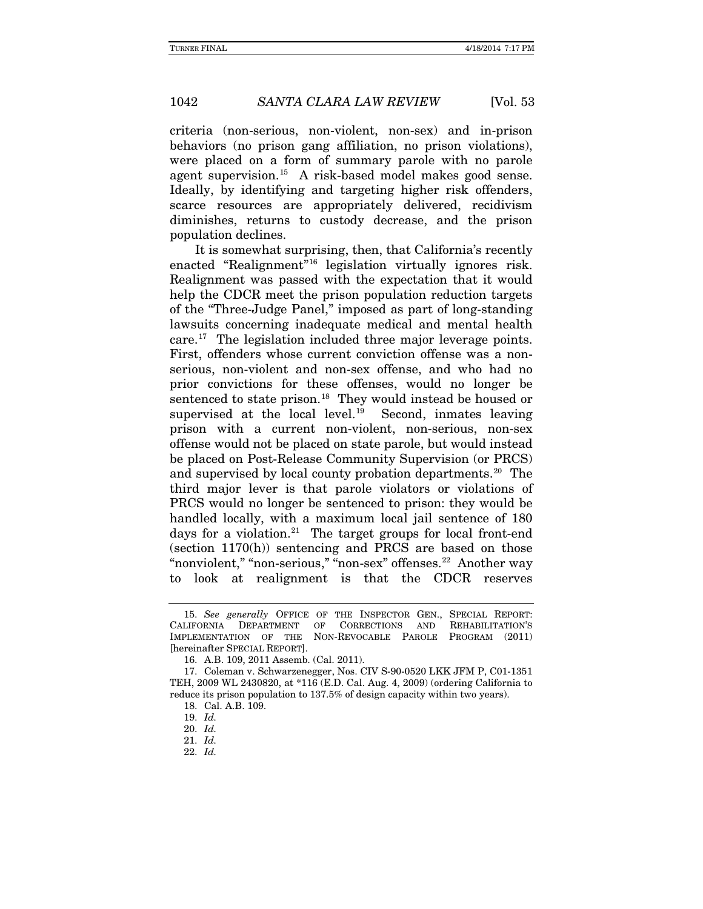criteria (non-serious, non-violent, non-sex) and in-prison behaviors (no prison gang affiliation, no prison violations), were placed on a form of summary parole with no parole agent supervision.[15] A risk-based model makes good sense. Ideally, by identifying and targeting higher risk offenders, scarce resources are appropriately delivered, recidivism diminishes, returns to custody decrease, and the prison population declines.

It is somewhat surprising, then, that California's recently enacted "Realignment"[16] legislation virtually ignores risk. Realignment was passed with the expectation that it would help the CDCR meet the prison population reduction targets of the "Three-Judge Panel," imposed as part of long-standing lawsuits concerning inadequate medical and mental health care.[17] The legislation included three major leverage points. First, offenders whose current conviction offense was a non-serious, non-violent and non-sex offense, and who had no prior convictions for these offenses, would no longer be sentenced to state prison.[18] They would instead be housed or supervised at the local level.[19] Second, inmates leaving prison with a current non-violent, non-serious, non-sex offense would not be placed on state parole, but would instead be placed on Post-Release Community Supervision (or PRCS) and supervised by local county probation departments.[20] The third major lever is that parole violators or violations of PRCS would no longer be sentenced to prison: they would be handled locally, with a maximum local jail sentence of 180 days for a violation.[21] The target groups for local front-end (section 1170(h)) sentencing and PRCS are based on those "nonviolent," "non-serious," "non-sex" offenses.[22] Another way to look at realignment is that the CDCR reserves

---

15. *See generally* OFFICE OF THE INSPECTOR GEN., SPECIAL REPORT: CALIFORNIA DEPARTMENT OF CORRECTIONS AND REHABILITATION'S IMPLEMENTATION OF THE NON-REVOCABLE PAROLE PROGRAM (2011) [hereinafter SPECIAL REPORT].

16. A.B. 109, 2011 Assemb. (Cal. 2011).

17. Coleman v. Schwarzenegger, Nos. CIV S-90-0520 LKK JFM P, C01-1351 TEH, 2009 WL 2430820, at *116 (E.D. Cal. Aug. 4, 2009) (ordering California to reduce its prison population to 137.5% of design capacity within two years).

18. Cal. A.B. 109.

19. *Id.*

20. *Id.*

21. *Id.*

22. *Id.*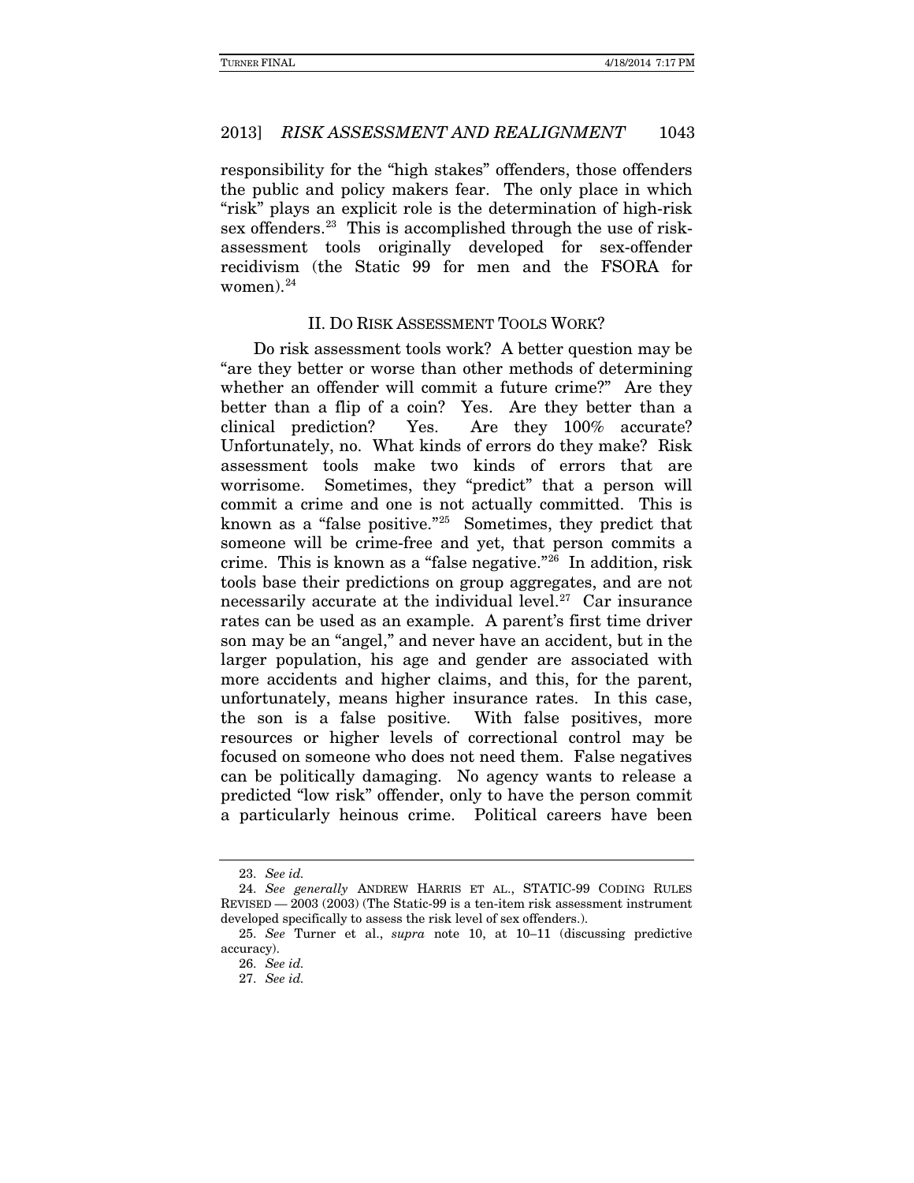responsibility for the "high stakes" offenders, those offenders the public and policy makers fear. The only place in which "risk" plays an explicit role is the determination of high-risk sex offenders.[23] This is accomplished through the use of risk-assessment tools originally developed for sex-offender recidivism (the Static 99 for men and the FSORA for women).[24]

## II. DO RISK ASSESSMENT TOOLS WORK?

Do risk assessment tools work? A better question may be "are they better or worse than other methods of determining whether an offender will commit a future crime?" Are they better than a flip of a coin? Yes. Are they better than a clinical prediction? Yes. Are they 100% accurate? Unfortunately, no. What kinds of errors do they make? Risk assessment tools make two kinds of errors that are worrisome. Sometimes, they "predict" that a person will commit a crime and one is not actually committed. This is known as a "false positive."[25] Sometimes, they predict that someone will be crime-free and yet, that person commits a crime. This is known as a "false negative."[26] In addition, risk tools base their predictions on group aggregates, and are not necessarily accurate at the individual level.[27] Car insurance rates can be used as an example. A parent's first time driver son may be an "angel," and never have an accident, but in the larger population, his age and gender are associated with more accidents and higher claims, and this, for the parent, unfortunately, means higher insurance rates. In this case, the son is a false positive. With false positives, more resources or higher levels of correctional control may be focused on someone who does not need them. False negatives can be politically damaging. No agency wants to release a predicted "low risk" offender, only to have the person commit a particularly heinous crime. Political careers have been

---

23. *See id.*

24. *See generally* ANDREW HARRIS ET AL., STATIC-99 CODING RULES REVISED — 2003 (2003) (The Static-99 is a ten-item risk assessment instrument developed specifically to assess the risk level of sex offenders.).

25. *See* Turner et al., *supra* note 10, at 10–11 (discussing predictive accuracy).

26. *See id.*

27. *See id.*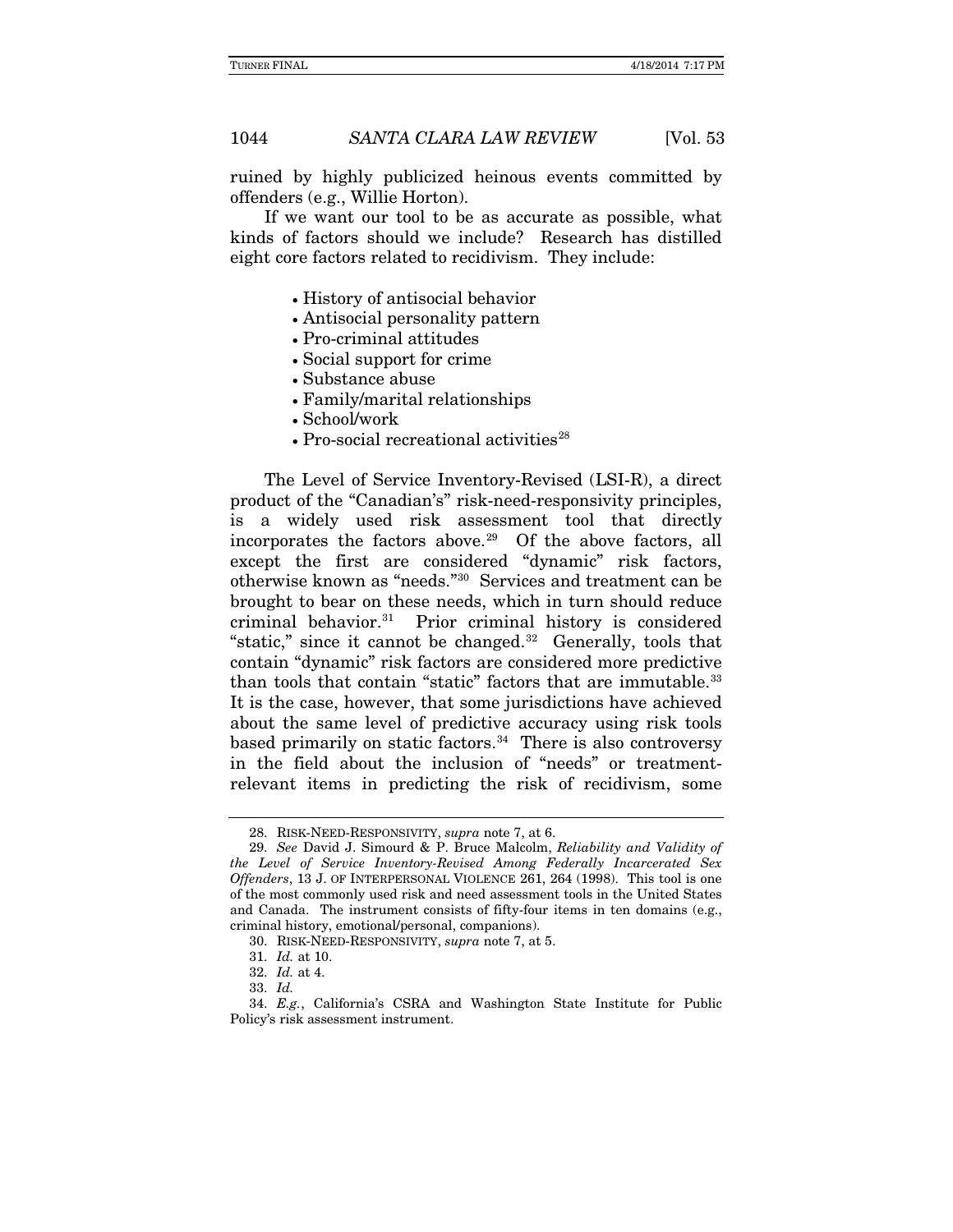ruined by highly publicized heinous events committed by offenders (e.g., Willie Horton).

If we want our tool to be as accurate as possible, what kinds of factors should we include? Research has distilled eight core factors related to recidivism. They include:

- History of antisocial behavior
- Antisocial personality pattern
- Pro-criminal attitudes
- Social support for crime
- Substance abuse
- Family/marital relationships
- School/work
- Pro-social recreational activities[28]

The Level of Service Inventory-Revised (LSI-R), a direct product of the "Canadian's" risk-need-responsivity principles, is a widely used risk assessment tool that directly incorporates the factors above.[29] Of the above factors, all except the first are considered "dynamic" risk factors, otherwise known as "needs."[30] Services and treatment can be brought to bear on these needs, which in turn should reduce criminal behavior.[31] Prior criminal history is considered "static," since it cannot be changed.[32] Generally, tools that contain "dynamic" risk factors are considered more predictive than tools that contain "static" factors that are immutable.[33] It is the case, however, that some jurisdictions have achieved about the same level of predictive accuracy using risk tools based primarily on static factors.[34] There is also controversy in the field about the inclusion of "needs" or treatment-relevant items in predicting the risk of recidivism, some

---

28. RISK-NEED-RESPONSIVITY, *supra* note 7, at 6.

29. *See* David J. Simourd & P. Bruce Malcolm, *Reliability and Validity of the Level of Service Inventory-Revised Among Federally Incarcerated Sex Offenders*, 13 J. OF INTERPERSONAL VIOLENCE 261, 264 (1998). This tool is one of the most commonly used risk and need assessment tools in the United States and Canada. The instrument consists of fifty-four items in ten domains (e.g., criminal history, emotional/personal, companions).

30. RISK-NEED-RESPONSIVITY, *supra* note 7, at 5.

31. *Id.* at 10.

32. *Id.* at 4.

33. *Id.*

34. *E.g.*, California's CSRA and Washington State Institute for Public Policy's risk assessment instrument.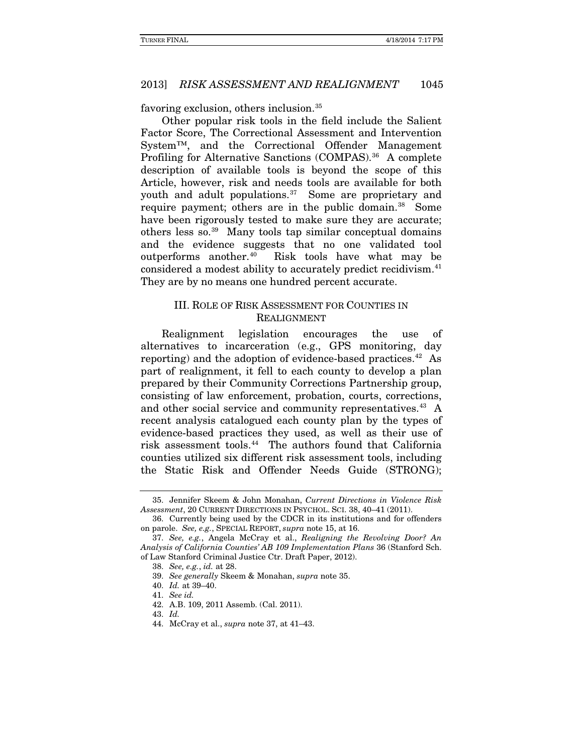favoring exclusion, others inclusion.[35]

Other popular risk tools in the field include the Salient Factor Score, The Correctional Assessment and Intervention System™, and the Correctional Offender Management Profiling for Alternative Sanctions (COMPAS).[36] A complete description of available tools is beyond the scope of this Article, however, risk and needs tools are available for both youth and adult populations.[37] Some are proprietary and require payment; others are in the public domain.[38] Some have been rigorously tested to make sure they are accurate; others less so.[39] Many tools tap similar conceptual domains and the evidence suggests that no one validated tool outperforms another.[40] Risk tools have what may be considered a modest ability to accurately predict recidivism.[41] They are by no means one hundred percent accurate.

## III. ROLE OF RISK ASSESSMENT FOR COUNTIES IN REALIGNMENT

Realignment legislation encourages the use of alternatives to incarceration (e.g., GPS monitoring, day reporting) and the adoption of evidence-based practices.[42] As part of realignment, it fell to each county to develop a plan prepared by their Community Corrections Partnership group, consisting of law enforcement, probation, courts, corrections, and other social service and community representatives.[43] A recent analysis catalogued each county plan by the types of evidence-based practices they used, as well as their use of risk assessment tools.[44] The authors found that California counties utilized six different risk assessment tools, including the Static Risk and Offender Needs Guide (STRONG);

---

35. Jennifer Skeem & John Monahan, *Current Directions in Violence Risk Assessment*, 20 CURRENT DIRECTIONS IN PSYCHOL. SCI. 38, 40–41 (2011).

36. Currently being used by the CDCR in its institutions and for offenders on parole. *See, e.g.*, SPECIAL REPORT, *supra* note 15, at 16.

37. *See, e.g.*, Angela McCray et al., *Realigning the Revolving Door? An Analysis of California Counties' AB 109 Implementation Plans* 36 (Stanford Sch. of Law Stanford Criminal Justice Ctr. Draft Paper, 2012).

38. *See, e.g.*, *id.* at 28.

39. *See generally* Skeem & Monahan, *supra* note 35.

40. *Id.* at 39–40.

41. *See id.*

42. A.B. 109, 2011 Assemb. (Cal. 2011).

43. *Id.*

44. McCray et al., *supra* note 37, at 41–43.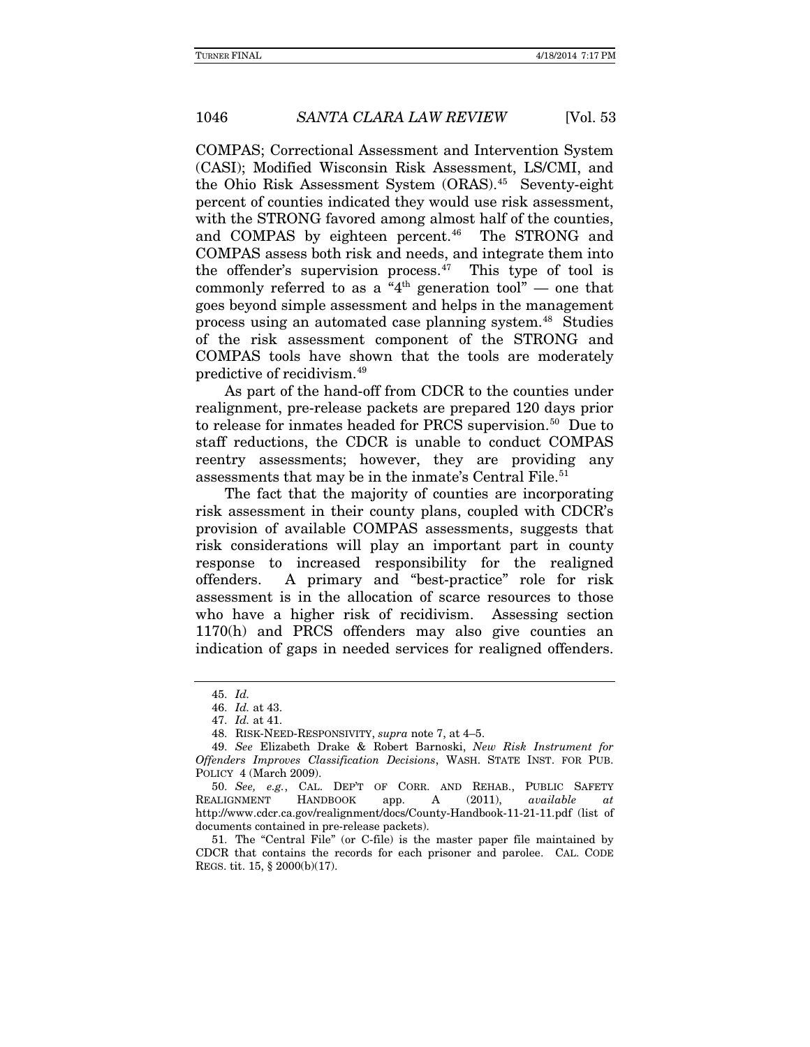COMPAS; Correctional Assessment and Intervention System (CASI); Modified Wisconsin Risk Assessment, LS/CMI, and the Ohio Risk Assessment System (ORAS).[45] Seventy-eight percent of counties indicated they would use risk assessment, with the STRONG favored among almost half of the counties, and COMPAS by eighteen percent.[46] The STRONG and COMPAS assess both risk and needs, and integrate them into the offender's supervision process.[47] This type of tool is commonly referred to as a "4th generation tool" — one that goes beyond simple assessment and helps in the management process using an automated case planning system.[48] Studies of the risk assessment component of the STRONG and COMPAS tools have shown that the tools are moderately predictive of recidivism.[49]

As part of the hand-off from CDCR to the counties under realignment, pre-release packets are prepared 120 days prior to release for inmates headed for PRCS supervision.[50] Due to staff reductions, the CDCR is unable to conduct COMPAS reentry assessments; however, they are providing any assessments that may be in the inmate's Central File.[51]

The fact that the majority of counties are incorporating risk assessment in their county plans, coupled with CDCR's provision of available COMPAS assessments, suggests that risk considerations will play an important part in county response to increased responsibility for the realigned offenders. A primary and "best-practice" role for risk assessment is in the allocation of scarce resources to those who have a higher risk of recidivism. Assessing section 1170(h) and PRCS offenders may also give counties an indication of gaps in needed services for realigned offenders.

---

45. *Id.*

46. *Id.* at 43.

47. *Id.* at 41.

48. RISK-NEED-RESPONSIVITY, *supra* note 7, at 4–5.

49. *See* Elizabeth Drake & Robert Barnoski, *New Risk Instrument for Offenders Improves Classification Decisions*, WASH. STATE INST. FOR PUB. POLICY 4 (March 2009).

50. *See, e.g.*, CAL. DEP'T OF CORR. AND REHAB., PUBLIC SAFETY REALIGNMENT HANDBOOK app. A (2011), *available at* http://www.cdcr.ca.gov/realignment/docs/County-Handbook-11-21-11.pdf (list of documents contained in pre-release packets).

51. The "Central File" (or C-file) is the master paper file maintained by CDCR that contains the records for each prisoner and parolee. CAL. CODE REGS. tit. 15, § 2000(b)(17).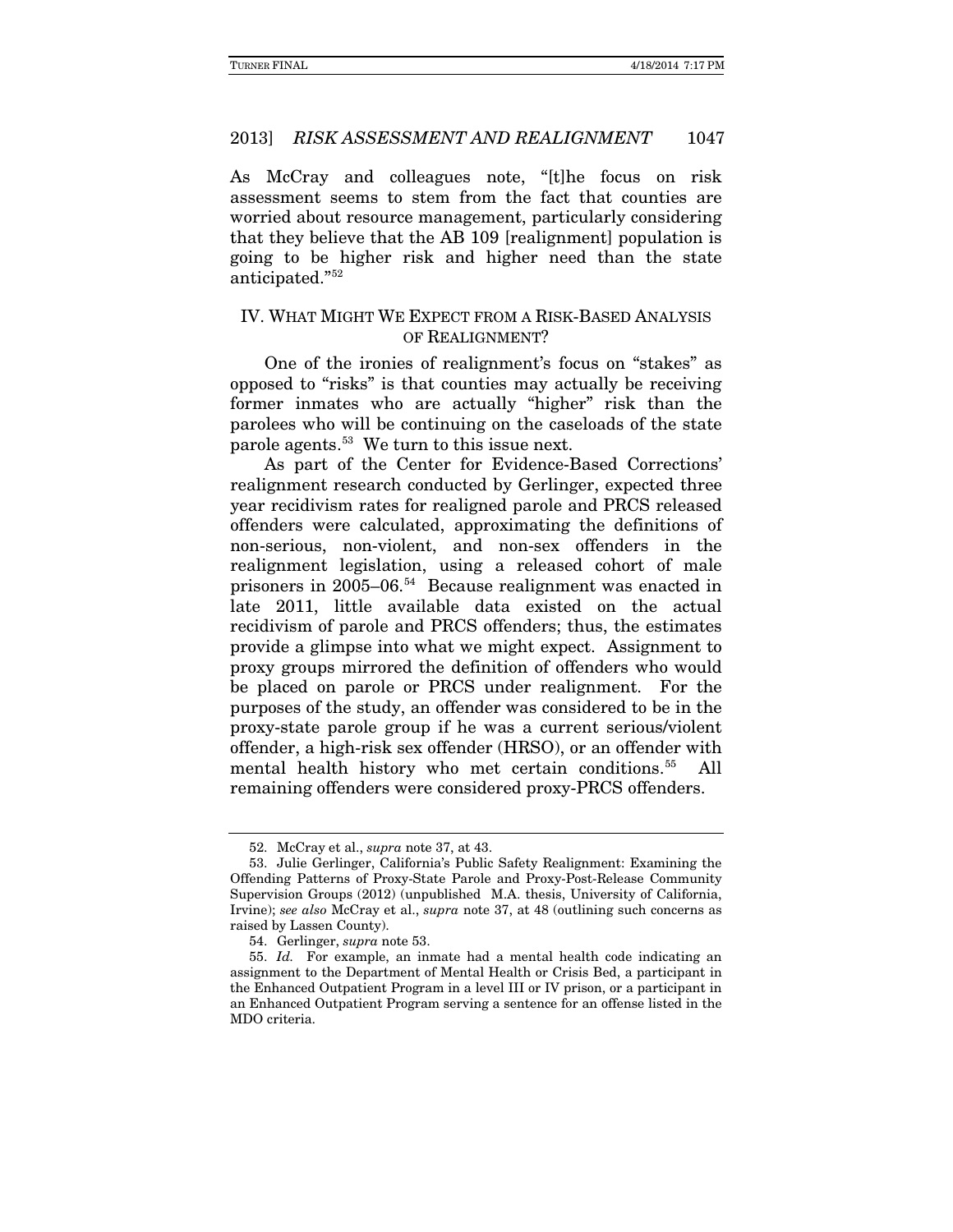As McCray and colleagues note, "[t]he focus on risk assessment seems to stem from the fact that counties are worried about resource management, particularly considering that they believe that the AB 109 [realignment] population is going to be higher risk and higher need than the state anticipated."[52]

## IV. WHAT MIGHT WE EXPECT FROM A RISK-BASED ANALYSIS OF REALIGNMENT?

One of the ironies of realignment's focus on "stakes" as opposed to "risks" is that counties may actually be receiving former inmates who are actually "higher" risk than the parolees who will be continuing on the caseloads of the state parole agents.[53] We turn to this issue next.

As part of the Center for Evidence-Based Corrections' realignment research conducted by Gerlinger, expected three year recidivism rates for realigned parole and PRCS released offenders were calculated, approximating the definitions of non-serious, non-violent, and non-sex offenders in the realignment legislation, using a released cohort of male prisoners in 2005–06.[54] Because realignment was enacted in late 2011, little available data existed on the actual recidivism of parole and PRCS offenders; thus, the estimates provide a glimpse into what we might expect. Assignment to proxy groups mirrored the definition of offenders who would be placed on parole or PRCS under realignment. For the purposes of the study, an offender was considered to be in the proxy-state parole group if he was a current serious/violent offender, a high-risk sex offender (HRSO), or an offender with mental health history who met certain conditions.[55] All remaining offenders were considered proxy-PRCS offenders.

---

52. McCray et al., *supra* note 37, at 43.

53. Julie Gerlinger, California's Public Safety Realignment: Examining the Offending Patterns of Proxy-State Parole and Proxy-Post-Release Community Supervision Groups (2012) (unpublished M.A. thesis, University of California, Irvine); *see also* McCray et al., *supra* note 37, at 48 (outlining such concerns as raised by Lassen County).

54. Gerlinger, *supra* note 53.

55. *Id.* For example, an inmate had a mental health code indicating an assignment to the Department of Mental Health or Crisis Bed, a participant in the Enhanced Outpatient Program in a level III or IV prison, or a participant in an Enhanced Outpatient Program serving a sentence for an offense listed in the MDO criteria.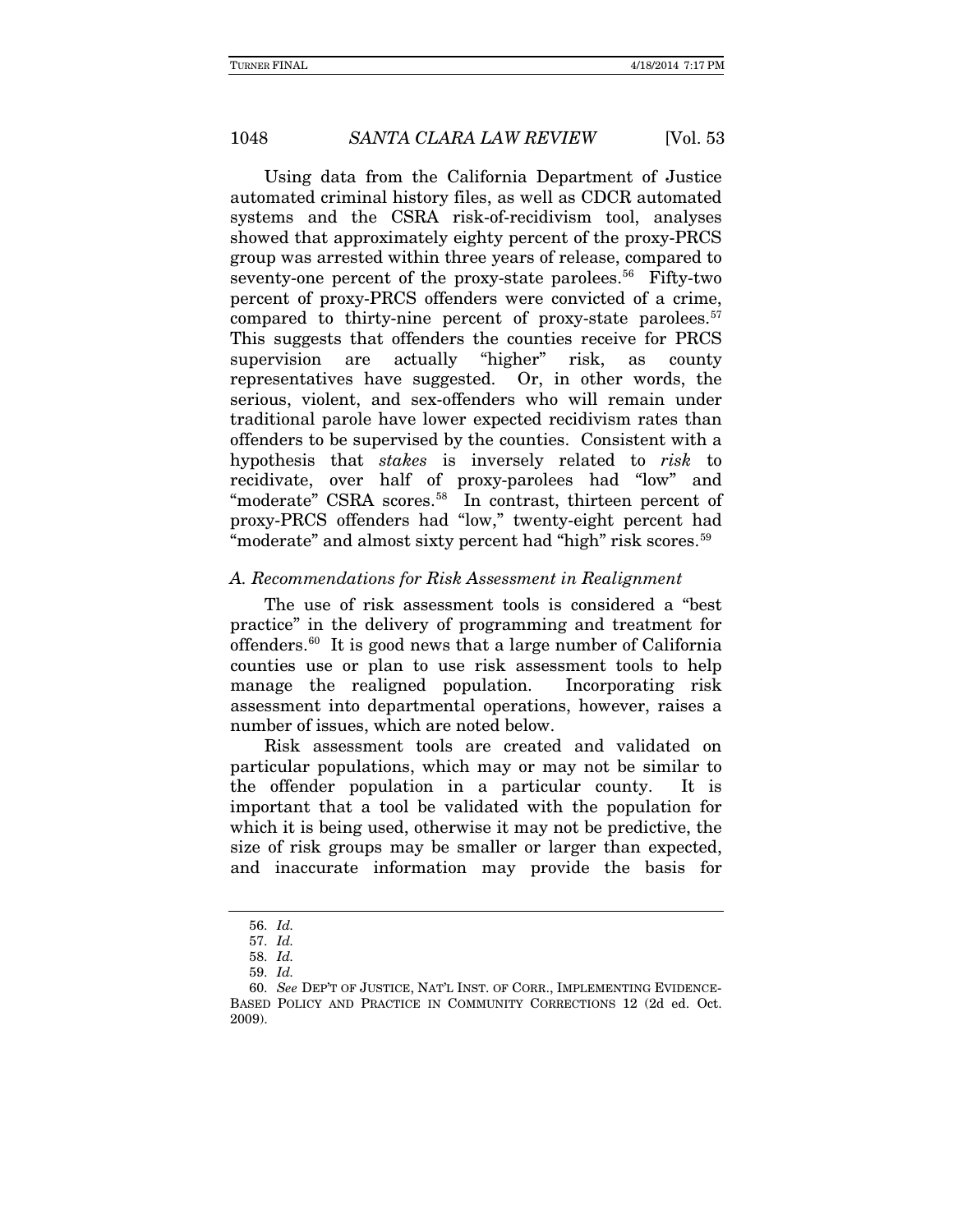Using data from the California Department of Justice automated criminal history files, as well as CDCR automated systems and the CSRA risk-of-recidivism tool, analyses showed that approximately eighty percent of the proxy-PRCS group was arrested within three years of release, compared to seventy-one percent of the proxy-state parolees.[56] Fifty-two percent of proxy-PRCS offenders were convicted of a crime, compared to thirty-nine percent of proxy-state parolees.[57] This suggests that offenders the counties receive for PRCS supervision are actually "higher" risk, as county representatives have suggested. Or, in other words, the serious, violent, and sex-offenders who will remain under traditional parole have lower expected recidivism rates than offenders to be supervised by the counties. Consistent with a hypothesis that *stakes* is inversely related to *risk* to recidivate, over half of proxy-parolees had "low" and "moderate" CSRA scores.[58] In contrast, thirteen percent of proxy-PRCS offenders had "low," twenty-eight percent had "moderate" and almost sixty percent had "high" risk scores.[59]

### *A. Recommendations for Risk Assessment in Realignment*

The use of risk assessment tools is considered a "best practice" in the delivery of programming and treatment for offenders.[60] It is good news that a large number of California counties use or plan to use risk assessment tools to help manage the realigned population. Incorporating risk assessment into departmental operations, however, raises a number of issues, which are noted below.

Risk assessment tools are created and validated on particular populations, which may or may not be similar to the offender population in a particular county. It is important that a tool be validated with the population for which it is being used, otherwise it may not be predictive, the size of risk groups may be smaller or larger than expected, and inaccurate information may provide the basis for

---

56. *Id.*

57. *Id.*

58. *Id.*

59. *Id.*

60. *See* DEP'T OF JUSTICE, NAT'L INST. OF CORR., IMPLEMENTING EVIDENCE-BASED POLICY AND PRACTICE IN COMMUNITY CORRECTIONS 12 (2d ed. Oct. 2009).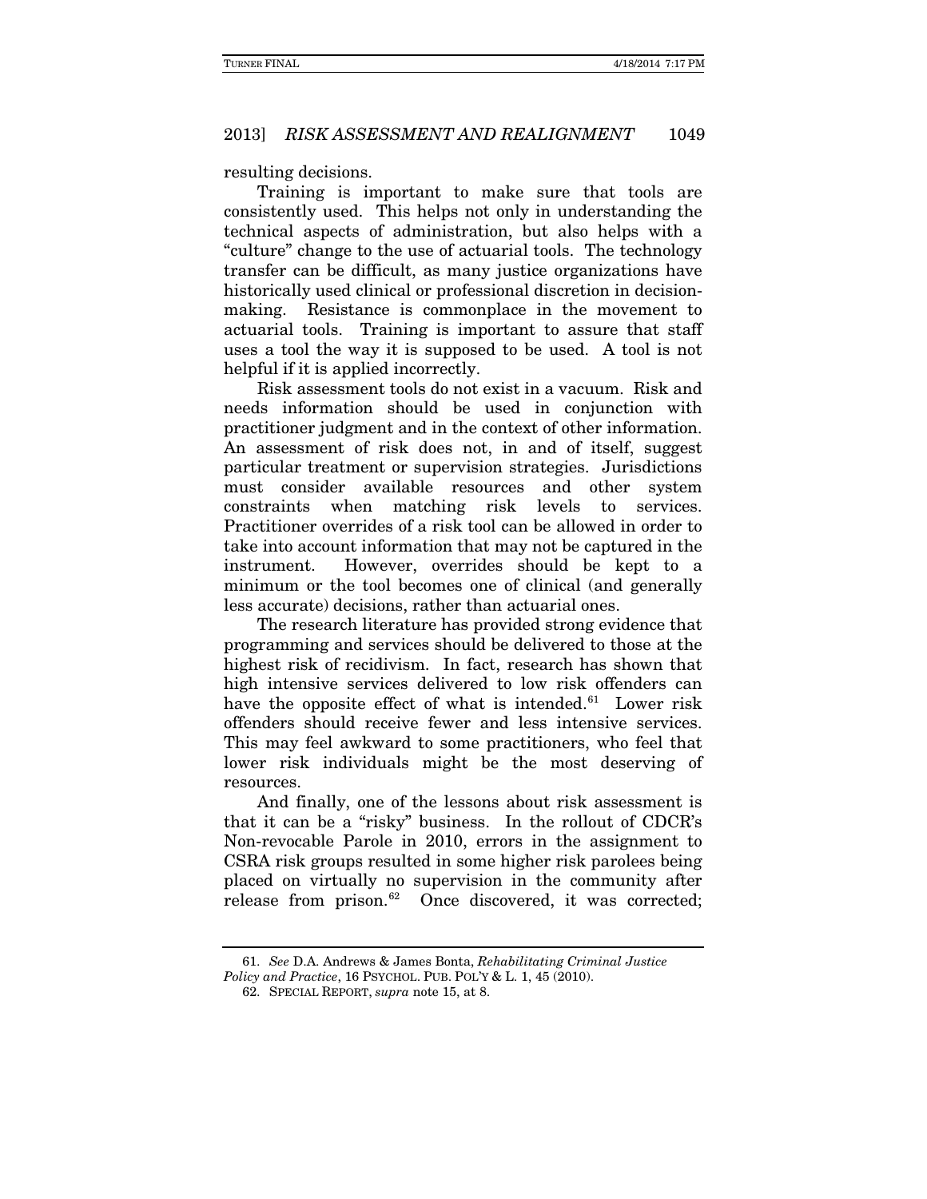resulting decisions.

Training is important to make sure that tools are consistently used. This helps not only in understanding the technical aspects of administration, but also helps with a "culture" change to the use of actuarial tools. The technology transfer can be difficult, as many justice organizations have historically used clinical or professional discretion in decision-making. Resistance is commonplace in the movement to actuarial tools. Training is important to assure that staff uses a tool the way it is supposed to be used. A tool is not helpful if it is applied incorrectly.

Risk assessment tools do not exist in a vacuum. Risk and needs information should be used in conjunction with practitioner judgment and in the context of other information. An assessment of risk does not, in and of itself, suggest particular treatment or supervision strategies. Jurisdictions must consider available resources and other system constraints when matching risk levels to services. Practitioner overrides of a risk tool can be allowed in order to take into account information that may not be captured in the instrument. However, overrides should be kept to a minimum or the tool becomes one of clinical (and generally less accurate) decisions, rather than actuarial ones.

The research literature has provided strong evidence that programming and services should be delivered to those at the highest risk of recidivism. In fact, research has shown that high intensive services delivered to low risk offenders can have the opposite effect of what is intended.[61] Lower risk offenders should receive fewer and less intensive services. This may feel awkward to some practitioners, who feel that lower risk individuals might be the most deserving of resources.

And finally, one of the lessons about risk assessment is that it can be a "risky" business. In the rollout of CDCR's Non-revocable Parole in 2010, errors in the assignment to CSRA risk groups resulted in some higher risk parolees being placed on virtually no supervision in the community after release from prison.[62] Once discovered, it was corrected;

---

61. *See* D.A. Andrews & James Bonta, *Rehabilitating Criminal Justice Policy and Practice*, 16 PSYCHOL. PUB. POL'Y & L. 1, 45 (2010).

62. SPECIAL REPORT, *supra* note 15, at 8.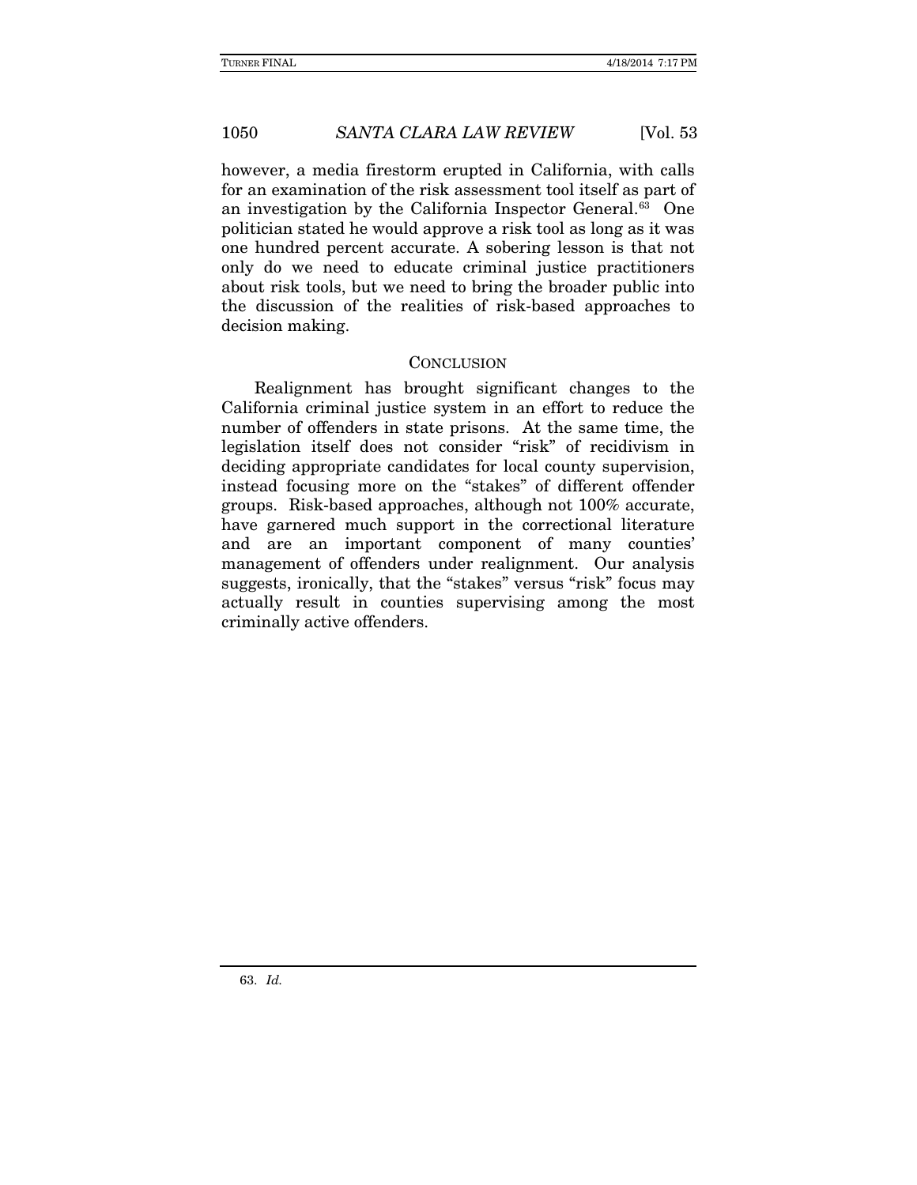however, a media firestorm erupted in California, with calls for an examination of the risk assessment tool itself as part of an investigation by the California Inspector General.[63] One politician stated he would approve a risk tool as long as it was one hundred percent accurate. A sobering lesson is that not only do we need to educate criminal justice practitioners about risk tools, but we need to bring the broader public into the discussion of the realities of risk-based approaches to decision making.

## CONCLUSION

Realignment has brought significant changes to the California criminal justice system in an effort to reduce the number of offenders in state prisons. At the same time, the legislation itself does not consider "risk" of recidivism in deciding appropriate candidates for local county supervision, instead focusing more on the "stakes" of different offender groups. Risk-based approaches, although not 100% accurate, have garnered much support in the correctional literature and are an important component of many counties' management of offenders under realignment. Our analysis suggests, ironically, that the "stakes" versus "risk" focus may actually result in counties supervising among the most criminally active offenders.

---

63. *Id.*